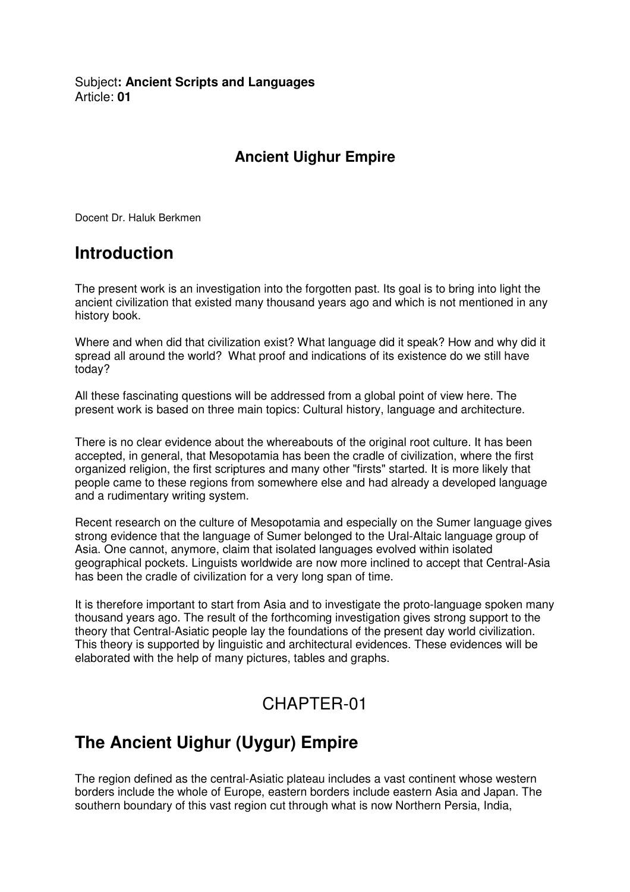Subject**: Ancient Scripts and Languages**
Article: **01**

### Ancient Uighur Empire

Docent Dr. Haluk Berkmen

# Introduction

The present work is an investigation into the forgotten past. Its goal is to bring into light the ancient civilization that existed many thousand years ago and which is not mentioned in any history book.

Where and when did that civilization exist? What language did it speak? How and why did it spread all around the world? What proof and indications of its existence do we still have today?

All these fascinating questions will be addressed from a global point of view here. The present work is based on three main topics: Cultural history, language and architecture.

There is no clear evidence about the whereabouts of the original root culture. It has been accepted, in general, that Mesopotamia has been the cradle of civilization, where the first organized religion, the first scriptures and many other "firsts" started. It is more likely that people came to these regions from somewhere else and had already a developed language and a rudimentary writing system.

Recent research on the culture of Mesopotamia and especially on the Sumer language gives strong evidence that the language of Sumer belonged to the Ural-Altaic language group of Asia. One cannot, anymore, claim that isolated languages evolved within isolated geographical pockets. Linguists worldwide are now more inclined to accept that Central-Asia has been the cradle of civilization for a very long span of time.

It is therefore important to start from Asia and to investigate the proto-language spoken many thousand years ago. The result of the forthcoming investigation gives strong support to the theory that Central-Asiatic people lay the foundations of the present day world civilization. This theory is supported by linguistic and architectural evidences. These evidences will be elaborated with the help of many pictures, tables and graphs.

## CHAPTER-01

# The Ancient Uighur (Uygur) Empire

The region defined as the central-Asiatic plateau includes a vast continent whose western borders include the whole of Europe, eastern borders include eastern Asia and Japan. The southern boundary of this vast region cut through what is now Northern Persia, India,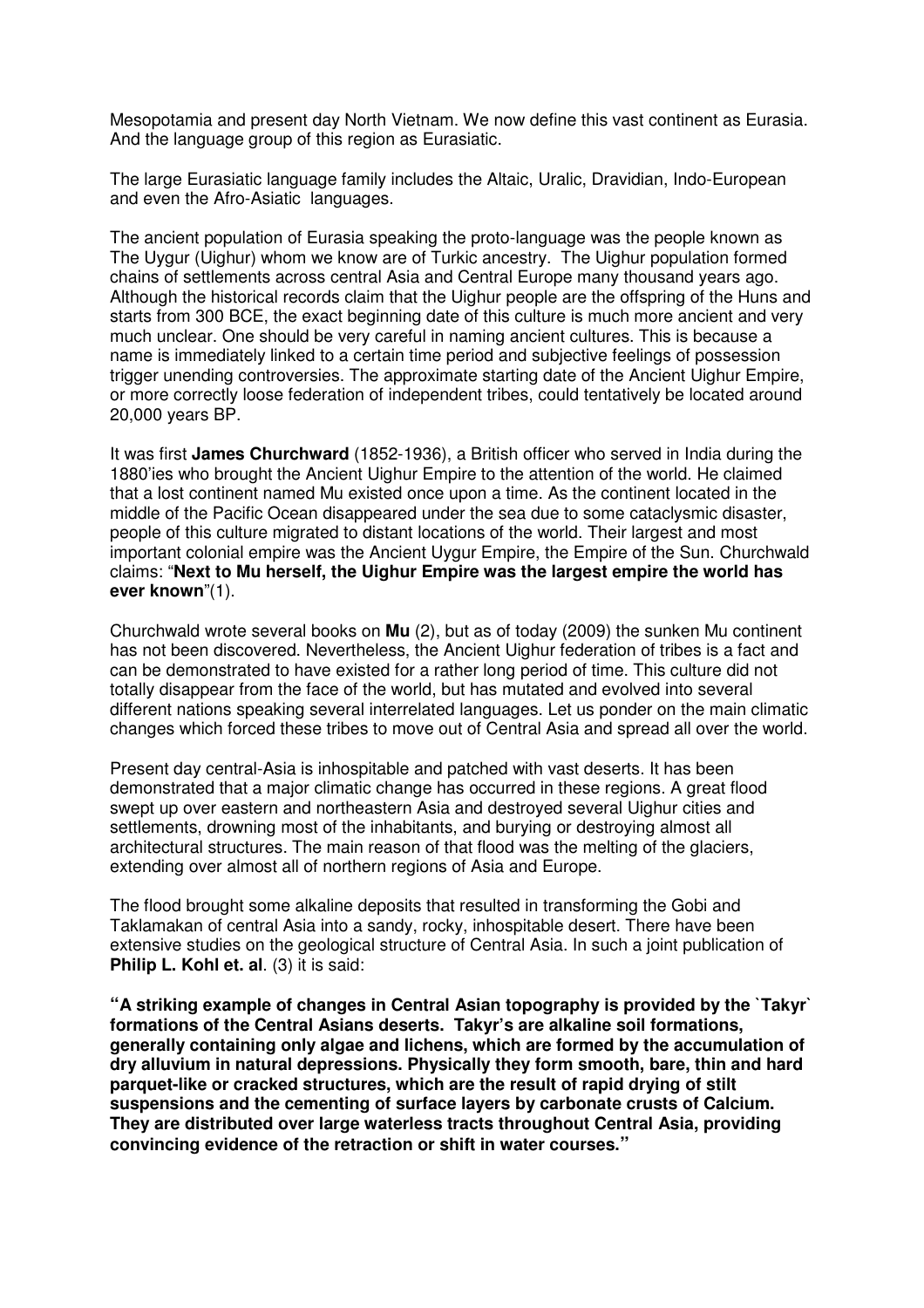Mesopotamia and present day North Vietnam. We now define this vast continent as Eurasia. And the language group of this region as Eurasiatic.

The large Eurasiatic language family includes the Altaic, Uralic, Dravidian, Indo-European and even the Afro-Asiatic languages.

The ancient population of Eurasia speaking the proto-language was the people known as The Uygur (Uighur) whom we know are of Turkic ancestry. The Uighur population formed chains of settlements across central Asia and Central Europe many thousand years ago. Although the historical records claim that the Uighur people are the offspring of the Huns and starts from 300 BCE, the exact beginning date of this culture is much more ancient and very much unclear. One should be very careful in naming ancient cultures. This is because a name is immediately linked to a certain time period and subjective feelings of possession trigger unending controversies. The approximate starting date of the Ancient Uighur Empire, or more correctly loose federation of independent tribes, could tentatively be located around 20,000 years BP.

It was first **James Churchward** (1852-1936), a British officer who served in India during the 1880'ies who brought the Ancient Uighur Empire to the attention of the world. He claimed that a lost continent named Mu existed once upon a time. As the continent located in the middle of the Pacific Ocean disappeared under the sea due to some cataclysmic disaster, people of this culture migrated to distant locations of the world. Their largest and most important colonial empire was the Ancient Uygur Empire, the Empire of the Sun. Churchwald claims: "**Next to Mu herself, the Uighur Empire was the largest empire the world has ever known**"(1).

Churchwald wrote several books on **Mu** (2), but as of today (2009) the sunken Mu continent has not been discovered. Nevertheless, the Ancient Uighur federation of tribes is a fact and can be demonstrated to have existed for a rather long period of time. This culture did not totally disappear from the face of the world, but has mutated and evolved into several different nations speaking several interrelated languages. Let us ponder on the main climatic changes which forced these tribes to move out of Central Asia and spread all over the world.

Present day central-Asia is inhospitable and patched with vast deserts. It has been demonstrated that a major climatic change has occurred in these regions. A great flood swept up over eastern and northeastern Asia and destroyed several Uighur cities and settlements, drowning most of the inhabitants, and burying or destroying almost all architectural structures. The main reason of that flood was the melting of the glaciers, extending over almost all of northern regions of Asia and Europe.

The flood brought some alkaline deposits that resulted in transforming the Gobi and Taklamakan of central Asia into a sandy, rocky, inhospitable desert. There have been extensive studies on the geological structure of Central Asia. In such a joint publication of **Philip L. Kohl et. al**. (3) it is said:

**"A striking example of changes in Central Asian topography is provided by the `Takyr` formations of the Central Asians deserts. Takyr's are alkaline soil formations, generally containing only algae and lichens, which are formed by the accumulation of dry alluvium in natural depressions. Physically they form smooth, bare, thin and hard parquet-like or cracked structures, which are the result of rapid drying of stilt suspensions and the cementing of surface layers by carbonate crusts of Calcium. They are distributed over large waterless tracts throughout Central Asia, providing convincing evidence of the retraction or shift in water courses."**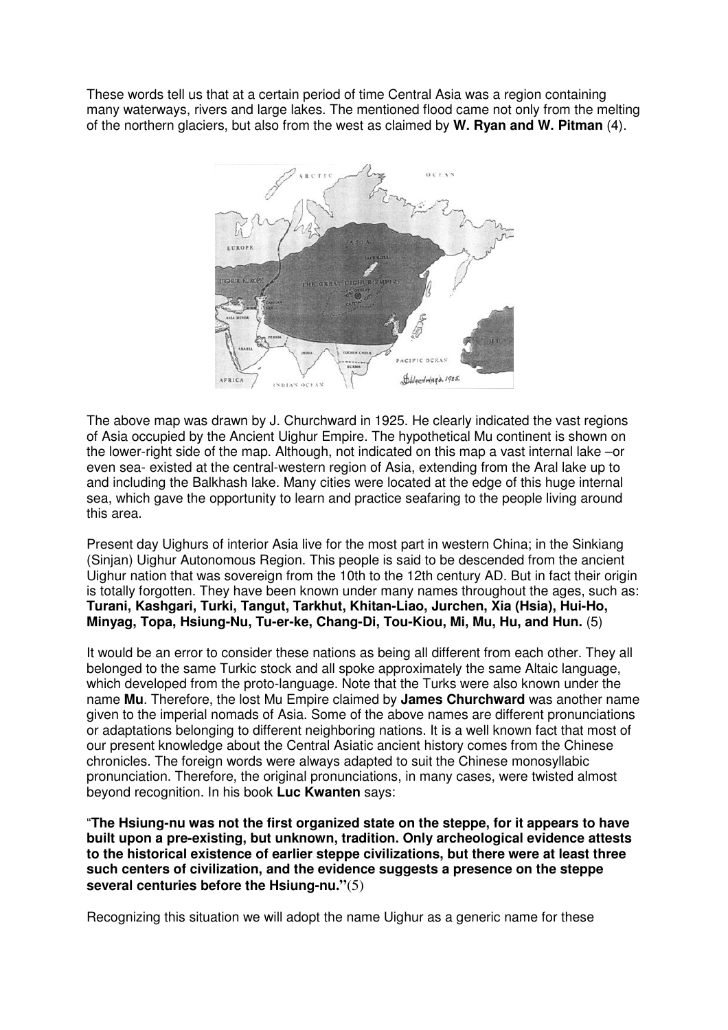These words tell us that at a certain period of time Central Asia was a region containing many waterways, rivers and large lakes. The mentioned flood came not only from the melting of the northern glaciers, but also from the west as claimed by **W. Ryan and W. Pitman** (4).

The above map was drawn by J. Churchward in 1925. He clearly indicated the vast regions of Asia occupied by the Ancient Uighur Empire. The hypothetical Mu continent is shown on the lower-right side of the map. Although, not indicated on this map a vast internal lake –or even sea- existed at the central-western region of Asia, extending from the Aral lake up to and including the Balkhash lake. Many cities were located at the edge of this huge internal sea, which gave the opportunity to learn and practice seafaring to the people living around this area.

Present day Uighurs of interior Asia live for the most part in western China; in the Sinkiang (Sinjan) Uighur Autonomous Region. This people is said to be descended from the ancient Uighur nation that was sovereign from the 10th to the 12th century AD. But in fact their origin is totally forgotten. They have been known under many names throughout the ages, such as: **Turani, Kashgari, Turki, Tangut, Tarkhut, Khitan-Liao, Jurchen, Xia (Hsia), Hui-Ho, Minyag, Topa, Hsiung-Nu, Tu-er-ke, Chang-Di, Tou-Kiou, Mi, Mu, Hu, and Hun.** (5)

It would be an error to consider these nations as being all different from each other. They all belonged to the same Turkic stock and all spoke approximately the same Altaic language, which developed from the proto-language. Note that the Turks were also known under the name **Mu**. Therefore, the lost Mu Empire claimed by **James Churchward** was another name given to the imperial nomads of Asia. Some of the above names are different pronunciations or adaptations belonging to different neighboring nations. It is a well known fact that most of our present knowledge about the Central Asiatic ancient history comes from the Chinese chronicles. The foreign words were always adapted to suit the Chinese monosyllabic pronunciation. Therefore, the original pronunciations, in many cases, were twisted almost beyond recognition. In his book **Luc Kwanten** says:

"**The Hsiung-nu was not the first organized state on the steppe, for it appears to have built upon a pre-existing, but unknown, tradition. Only archeological evidence attests to the historical existence of earlier steppe civilizations, but there were at least three such centers of civilization, and the evidence suggests a presence on the steppe several centuries before the Hsiung-nu."**(5)

Recognizing this situation we will adopt the name Uighur as a generic name for these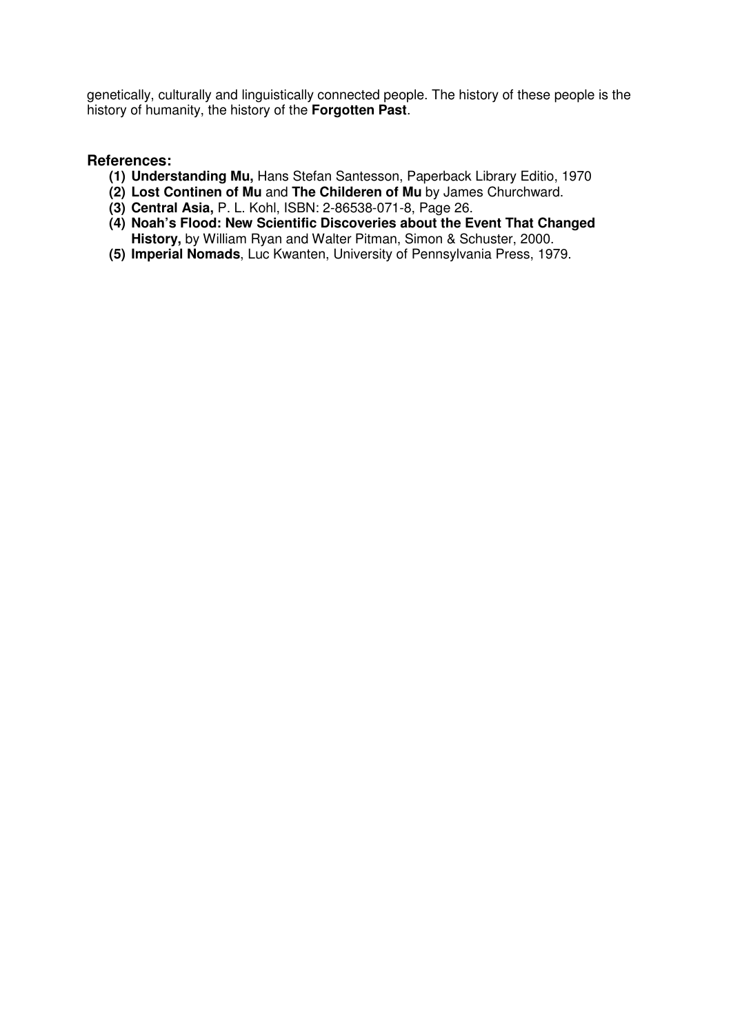genetically, culturally and linguistically connected people. The history of these people is the history of humanity, the history of the **Forgotten Past**.

## References:

1. **Understanding Mu,** Hans Stefan Santesson, Paperback Library Editio, 1970
2. **Lost Continen of Mu** and **The Childeren of Mu** by James Churchward.
3. **Central Asia,** P. L. Kohl, ISBN: 2-86538-071-8, Page 26.
4. **Noah's Flood: New Scientific Discoveries about the Event That Changed History,** by William Ryan and Walter Pitman, Simon & Schuster, 2000.
5. **Imperial Nomads**, Luc Kwanten, University of Pennsylvania Press, 1979.